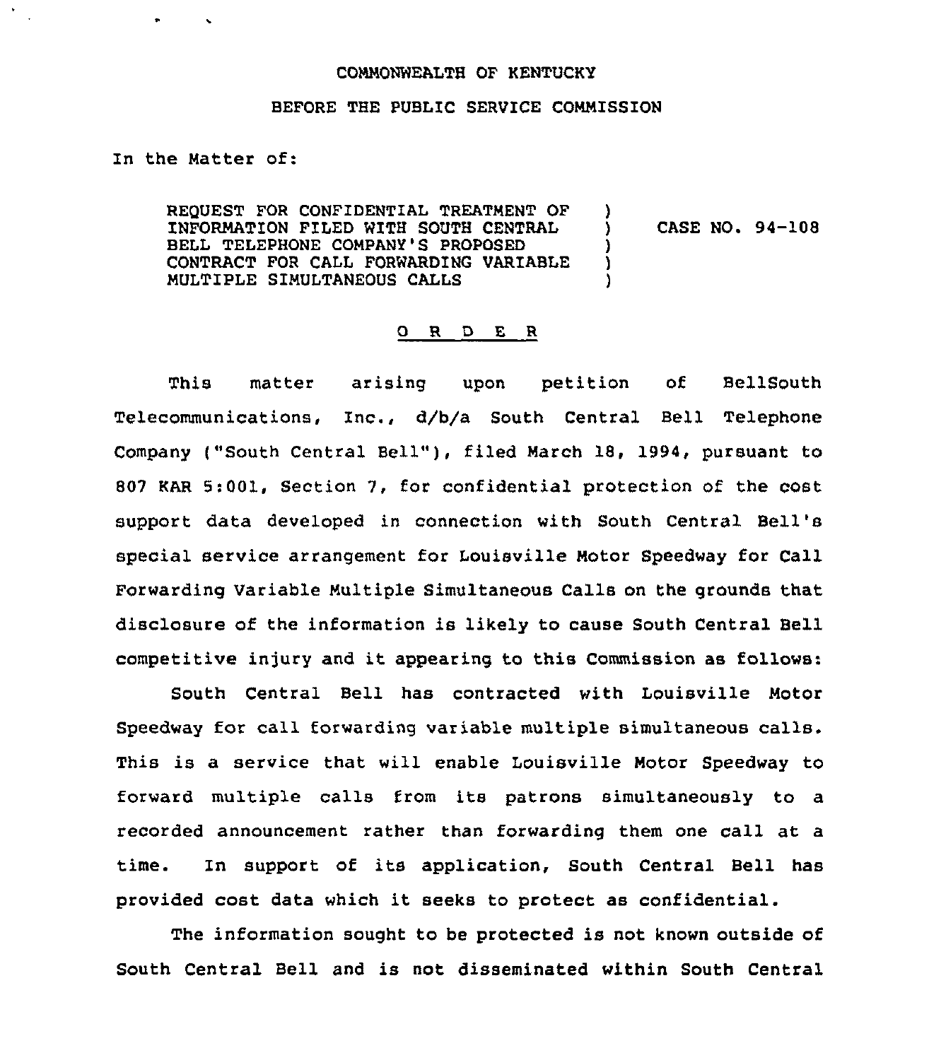COMMONWEALTH OF KENTUCKY

BEFORE THE PUBLIC SERVICE COMMISSION

In the Matter of:

| | | |
|---|---|---|
| REQUEST FOR CONFIDENTIAL TREATMENT OF INFORMATION FILED WITH SOUTH CENTRAL BELL TELEPHONE COMPANY'S PROPOSED CONTRACT FOR CALL FORWARDING VARIABLE MULTIPLE SIMULTANEOUS CALLS | ) | CASE NO. 94-108 |

O R D E R

This matter arising upon petition of BellSouth Telecommunications, Inc., d/b/a South Central Bell Telephone Company ("South Central Bell"), filed March 18, 1994, pursuant to 807 KAR 5:001, Section 7, for confidential protection of the cost support data developed in connection with South Central Bell's special service arrangement for Louisville Motor Speedway for Call Forwarding Variable Multiple Simultaneous Calls on the grounds that disclosure of the information is likely to cause South Central Bell competitive injury and it appearing to this Commission as follows:

South Central Bell has contracted with Louisville Motor Speedway for call forwarding variable multiple simultaneous calls. This is a service that will enable Louisville Motor Speedway to forward multiple calls from its patrons simultaneously to a recorded announcement rather than forwarding them one call at a time. In support of its application, South Central Bell has provided cost data which it seeks to protect as confidential.

The information sought to be protected is not known outside of South Central Bell and is not disseminated within South Central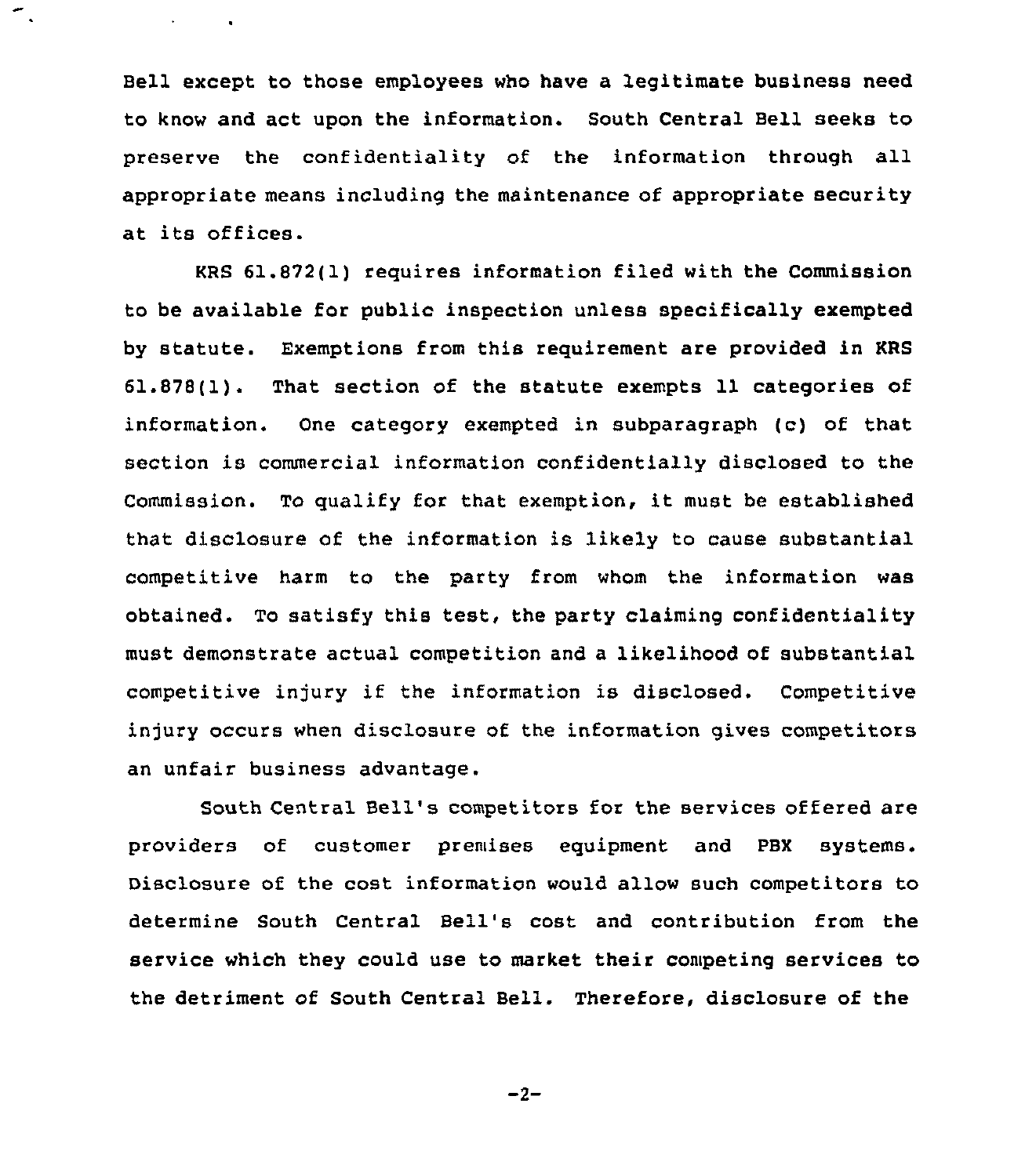Bell except to those employees who have a legitimate business need to know and act upon the information. South Central Bell seeks to preserve the confidentiality of the information through all appropriate means including the maintenance of appropriate security at its offices.

KRS 61.872(1) requires information filed with the Commission to be available for public inspection unless specifically exempted by statute. Exemptions from this requirement are provided in KRS 61.878(1). That section of the statute exempts 11 categories of information. One category exempted in subparagraph (c) of that section is commercial information confidentially disclosed to the Commission. To qualify for that exemption, it must be established that disclosure of the information is likely to cause substantial competitive harm to the party from whom the information was obtained. To satisfy this test, the party claiming confidentiality must demonstrate actual competition and a likelihood of substantial competitive injury if the information is disclosed. Competitive injury occurs when disclosure of the information gives competitors an unfair business advantage.

South Central Bell's competitors for the services offered are providers of customer premises equipment and PBX systems. Disclosure of the cost information would allow such competitors to determine South Central Bell's cost and contribution from the service which they could use to market their competing services to the detriment of South Central Bell. Therefore, disclosure of the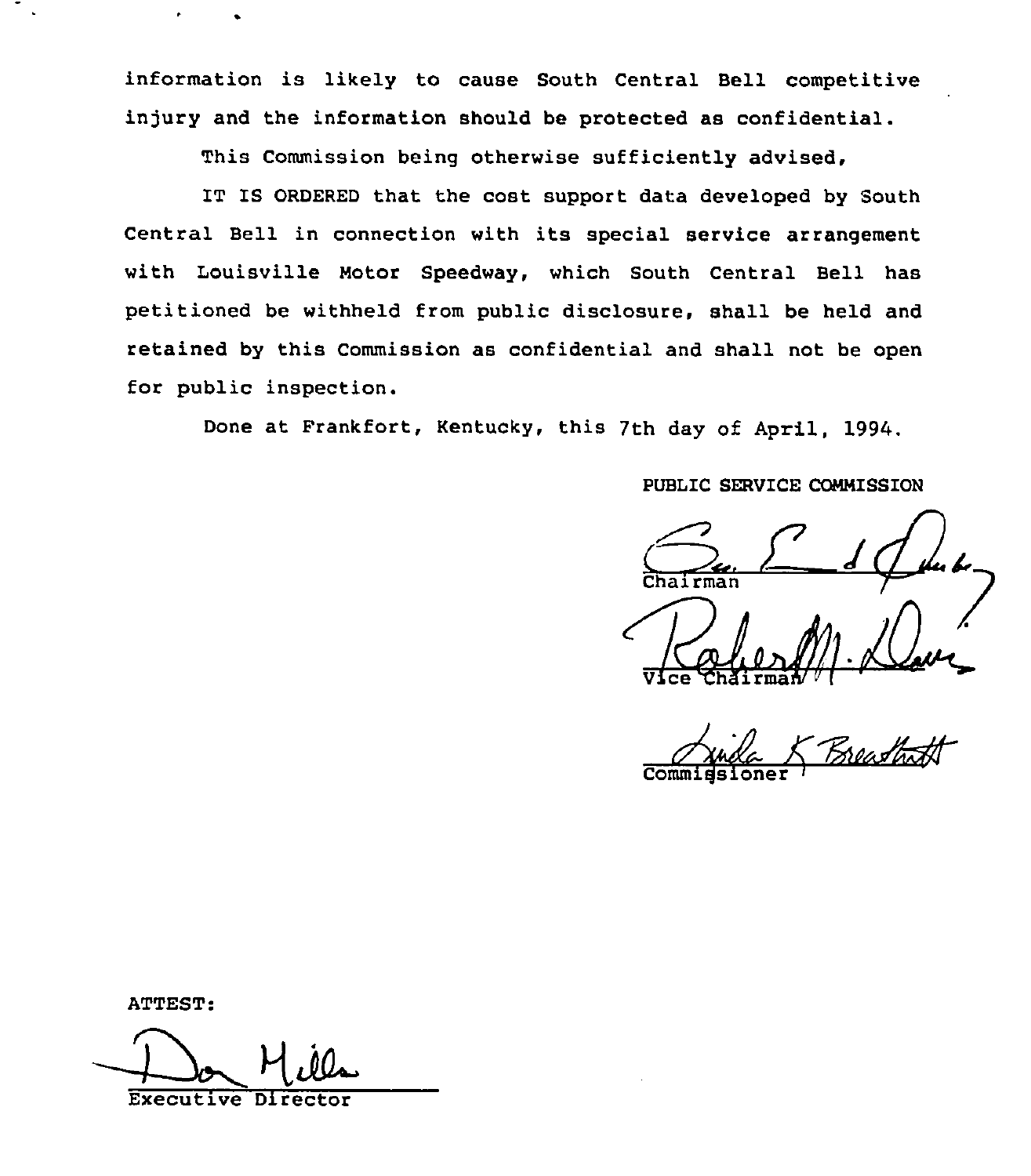information is likely to cause South Central Bell competitive injury and the information should be protected as confidential.

This Commission being otherwise sufficiently advised,

IT IS ORDERED that the cost support data developed by South Central Bell in connection with its special service arrangement with Louisville Motor Speedway, which South Central Bell has petitioned be withheld from public disclosure, shall be held and retained by this Commission as confidential and shall not be open for public inspection.

Done at Frankfort, Kentucky, this 7th day of April, 1994.

PUBLIC SERVICE COMMISSION

Chairman

Vice Chairman

Commissioner

ATTEST:

Executive Director